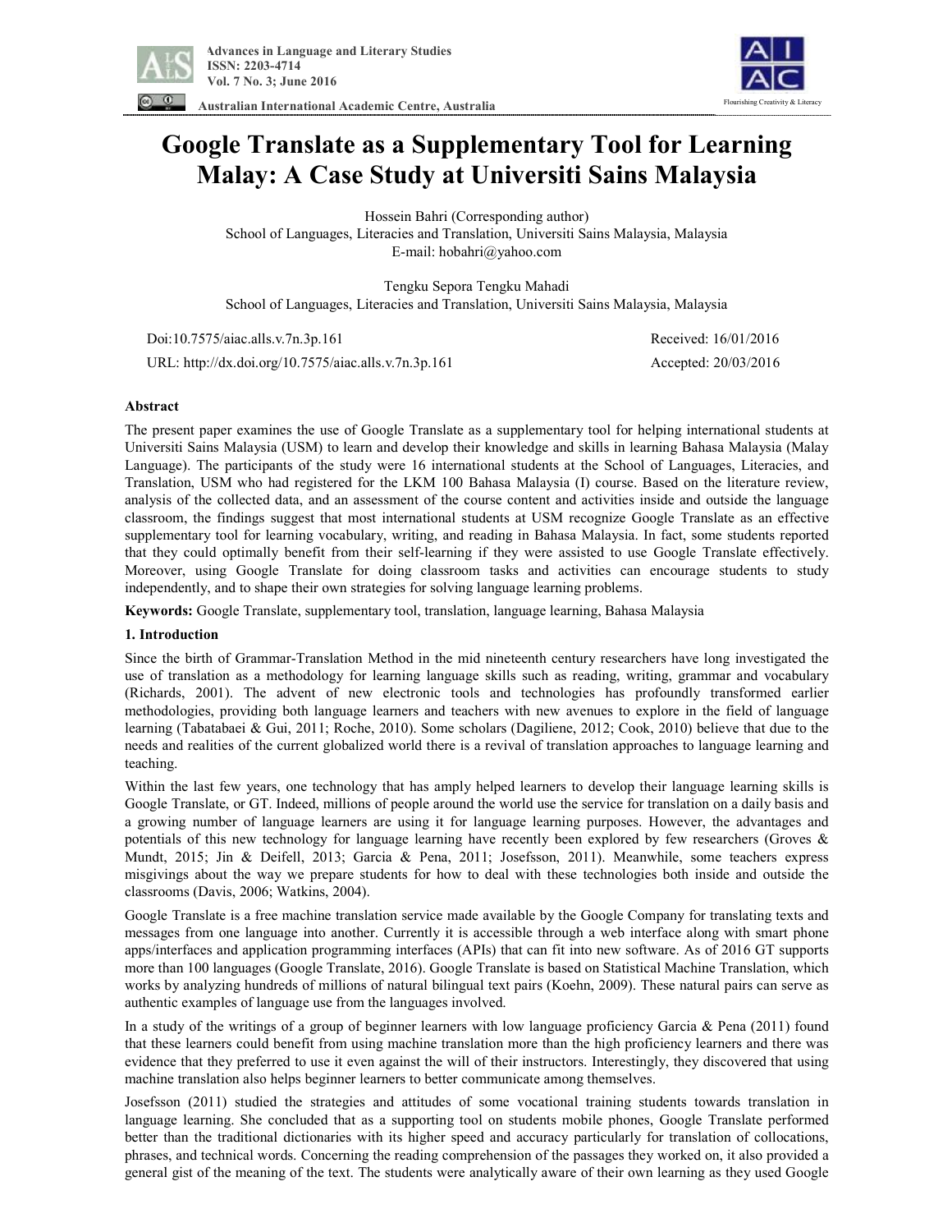# Google Translate as a Supplementary Tool for Learning Malay: A Case Study at Universiti Sains Malaysia

Hossein Bahri (Corresponding author)

School of Languages, Literacies and Translation, Universiti Sains Malaysia, Malaysia

E-mail: hobahri@yahoo.com

Tengku Sepora Tengku Mahadi

School of Languages, Literacies and Translation, Universiti Sains Malaysia, Malaysia

Doi:10.7575/aiac.alls.v.7n.3p.161 Received: 16/01/2016

URL: http://dx.doi.org/10.7575/aiac.alls.v.7n.3p.161 Accepted: 20/03/2016

## Abstract

The present paper examines the use of Google Translate as a supplementary tool for helping international students at Universiti Sains Malaysia (USM) to learn and develop their knowledge and skills in learning Bahasa Malaysia (Malay Language). The participants of the study were 16 international students at the School of Languages, Literacies, and Translation, USM who had registered for the LKM 100 Bahasa Malaysia (I) course. Based on the literature review, analysis of the collected data, and an assessment of the course content and activities inside and outside the language classroom, the findings suggest that most international students at USM recognize Google Translate as an effective supplementary tool for learning vocabulary, writing, and reading in Bahasa Malaysia. In fact, some students reported that they could optimally benefit from their self-learning if they were assisted to use Google Translate effectively. Moreover, using Google Translate for doing classroom tasks and activities can encourage students to study independently, and to shape their own strategies for solving language learning problems.

**Keywords:** Google Translate, supplementary tool, translation, language learning, Bahasa Malaysia

## 1. Introduction

Since the birth of Grammar-Translation Method in the mid nineteenth century researchers have long investigated the use of translation as a methodology for learning language skills such as reading, writing, grammar and vocabulary (Richards, 2001). The advent of new electronic tools and technologies has profoundly transformed earlier methodologies, providing both language learners and teachers with new avenues to explore in the field of language learning (Tabatabaei & Gui, 2011; Roche, 2010). Some scholars (Dagiliene, 2012; Cook, 2010) believe that due to the needs and realities of the current globalized world there is a revival of translation approaches to language learning and teaching.

Within the last few years, one technology that has amply helped learners to develop their language learning skills is Google Translate, or GT. Indeed, millions of people around the world use the service for translation on a daily basis and a growing number of language learners are using it for language learning purposes. However, the advantages and potentials of this new technology for language learning have recently been explored by few researchers (Groves & Mundt, 2015; Jin & Deifell, 2013; Garcia & Pena, 2011; Josefsson, 2011). Meanwhile, some teachers express misgivings about the way we prepare students for how to deal with these technologies both inside and outside the classrooms (Davis, 2006; Watkins, 2004).

Google Translate is a free machine translation service made available by the Google Company for translating texts and messages from one language into another. Currently it is accessible through a web interface along with smart phone apps/interfaces and application programming interfaces (APIs) that can fit into new software. As of 2016 GT supports more than 100 languages (Google Translate, 2016). Google Translate is based on Statistical Machine Translation, which works by analyzing hundreds of millions of natural bilingual text pairs (Koehn, 2009). These natural pairs can serve as authentic examples of language use from the languages involved.

In a study of the writings of a group of beginner learners with low language proficiency Garcia & Pena (2011) found that these learners could benefit from using machine translation more than the high proficiency learners and there was evidence that they preferred to use it even against the will of their instructors. Interestingly, they discovered that using machine translation also helps beginner learners to better communicate among themselves.

Josefsson (2011) studied the strategies and attitudes of some vocational training students towards translation in language learning. She concluded that as a supporting tool on students mobile phones, Google Translate performed better than the traditional dictionaries with its higher speed and accuracy particularly for translation of collocations, phrases, and technical words. Concerning the reading comprehension of the passages they worked on, it also provided a general gist of the meaning of the text. The students were analytically aware of their own learning as they used Google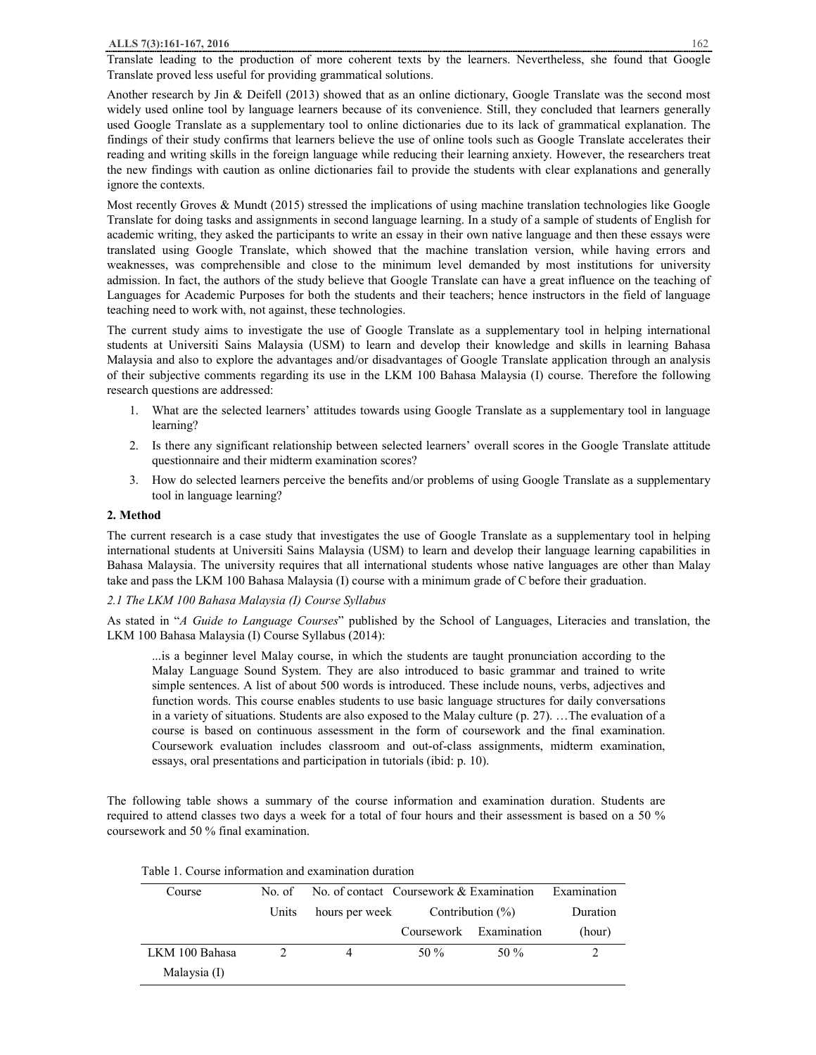Translate leading to the production of more coherent texts by the learners. Nevertheless, she found that Google Translate proved less useful for providing grammatical solutions.

Another research by Jin & Deifell (2013) showed that as an online dictionary, Google Translate was the second most widely used online tool by language learners because of its convenience. Still, they concluded that learners generally used Google Translate as a supplementary tool to online dictionaries due to its lack of grammatical explanation. The findings of their study confirms that learners believe the use of online tools such as Google Translate accelerates their reading and writing skills in the foreign language while reducing their learning anxiety. However, the researchers treat the new findings with caution as online dictionaries fail to provide the students with clear explanations and generally ignore the contexts.

Most recently Groves & Mundt (2015) stressed the implications of using machine translation technologies like Google Translate for doing tasks and assignments in second language learning. In a study of a sample of students of English for academic writing, they asked the participants to write an essay in their own native language and then these essays were translated using Google Translate, which showed that the machine translation version, while having errors and weaknesses, was comprehensible and close to the minimum level demanded by most institutions for university admission. In fact, the authors of the study believe that Google Translate can have a great influence on the teaching of Languages for Academic Purposes for both the students and their teachers; hence instructors in the field of language teaching need to work with, not against, these technologies.

The current study aims to investigate the use of Google Translate as a supplementary tool in helping international students at Universiti Sains Malaysia (USM) to learn and develop their knowledge and skills in learning Bahasa Malaysia and also to explore the advantages and/or disadvantages of Google Translate application through an analysis of their subjective comments regarding its use in the LKM 100 Bahasa Malaysia (I) course. Therefore the following research questions are addressed:

1. What are the selected learners' attitudes towards using Google Translate as a supplementary tool in language learning?
2. Is there any significant relationship between selected learners' overall scores in the Google Translate attitude questionnaire and their midterm examination scores?
3. How do selected learners perceive the benefits and/or problems of using Google Translate as a supplementary tool in language learning?

## 2. Method

The current research is a case study that investigates the use of Google Translate as a supplementary tool in helping international students at Universiti Sains Malaysia (USM) to learn and develop their language learning capabilities in Bahasa Malaysia. The university requires that all international students whose native languages are other than Malay take and pass the LKM 100 Bahasa Malaysia (I) course with a minimum grade of C before their graduation.

### *2.1 The LKM 100 Bahasa Malaysia (I) Course Syllabus*

As stated in "*A Guide to Language Courses*" published by the School of Languages, Literacies and translation, the LKM 100 Bahasa Malaysia (I) Course Syllabus (2014):

> ...is a beginner level Malay course, in which the students are taught pronunciation according to the Malay Language Sound System. They are also introduced to basic grammar and trained to write simple sentences. A list of about 500 words is introduced. These include nouns, verbs, adjectives and function words. This course enables students to use basic language structures for daily conversations in a variety of situations. Students are also exposed to the Malay culture (p. 27). …The evaluation of a course is based on continuous assessment in the form of coursework and the final examination. Coursework evaluation includes classroom and out-of-class assignments, midterm examination, essays, oral presentations and participation in tutorials (ibid: p. 10).

The following table shows a summary of the course information and examination duration. Students are required to attend classes two days a week for a total of four hours and their assessment is based on a 50 % coursework and 50 % final examination.

Table 1. Course information and examination duration

| Course | No. of Units | No. of contact hours per week | Coursework & Examination Contribution (%) | | Examination Duration (hour) |
|---|---|---|---|---|---|
| | | | Coursework | Examination | |
| LKM 100 Bahasa Malaysia (I) | 2 | 4 | 50 % | 50 % | 2 |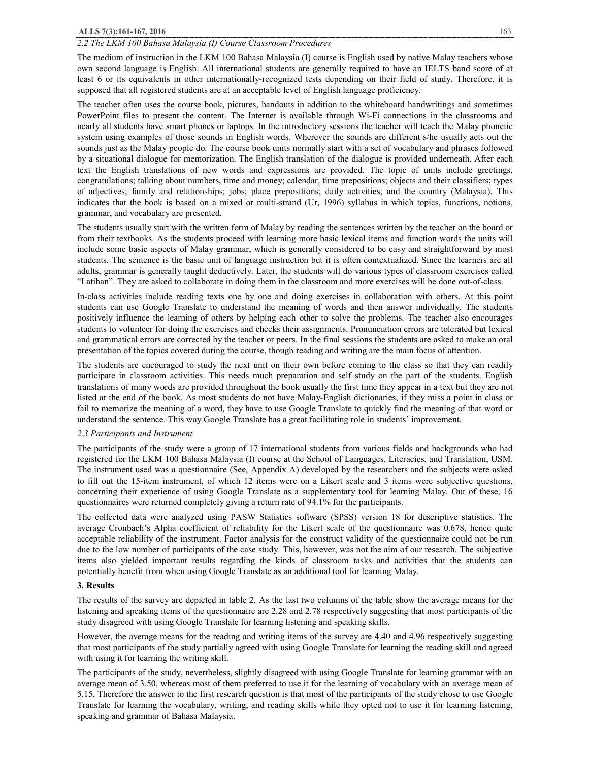### 2.2 The LKM 100 Bahasa Malaysia (I) Course Classroom Procedures

The medium of instruction in the LKM 100 Bahasa Malaysia (I) course is English used by native Malay teachers whose own second language is English. All international students are generally required to have an IELTS band score of at least 6 or its equivalents in other internationally-recognized tests depending on their field of study. Therefore, it is supposed that all registered students are at an acceptable level of English language proficiency.

The teacher often uses the course book, pictures, handouts in addition to the whiteboard handwritings and sometimes PowerPoint files to present the content. The Internet is available through Wi-Fi connections in the classrooms and nearly all students have smart phones or laptops. In the introductory sessions the teacher will teach the Malay phonetic system using examples of those sounds in English words. Wherever the sounds are different s/he usually acts out the sounds just as the Malay people do. The course book units normally start with a set of vocabulary and phrases followed by a situational dialogue for memorization. The English translation of the dialogue is provided underneath. After each text the English translations of new words and expressions are provided. The topic of units include greetings, congratulations; talking about numbers, time and money; calendar, time prepositions; objects and their classifiers; types of adjectives; family and relationships; jobs; place prepositions; daily activities; and the country (Malaysia). This indicates that the book is based on a mixed or multi-strand (Ur, 1996) syllabus in which topics, functions, notions, grammar, and vocabulary are presented.

The students usually start with the written form of Malay by reading the sentences written by the teacher on the board or from their textbooks. As the students proceed with learning more basic lexical items and function words the units will include some basic aspects of Malay grammar, which is generally considered to be easy and straightforward by most students. The sentence is the basic unit of language instruction but it is often contextualized. Since the learners are all adults, grammar is generally taught deductively. Later, the students will do various types of classroom exercises called "Latihan". They are asked to collaborate in doing them in the classroom and more exercises will be done out-of-class.

In-class activities include reading texts one by one and doing exercises in collaboration with others. At this point students can use Google Translate to understand the meaning of words and then answer individually. The students positively influence the learning of others by helping each other to solve the problems. The teacher also encourages students to volunteer for doing the exercises and checks their assignments. Pronunciation errors are tolerated but lexical and grammatical errors are corrected by the teacher or peers. In the final sessions the students are asked to make an oral presentation of the topics covered during the course, though reading and writing are the main focus of attention.

The students are encouraged to study the next unit on their own before coming to the class so that they can readily participate in classroom activities. This needs much preparation and self study on the part of the students. English translations of many words are provided throughout the book usually the first time they appear in a text but they are not listed at the end of the book. As most students do not have Malay-English dictionaries, if they miss a point in class or fail to memorize the meaning of a word, they have to use Google Translate to quickly find the meaning of that word or understand the sentence. This way Google Translate has a great facilitating role in students' improvement.

### 2.3 Participants and Instrument

The participants of the study were a group of 17 international students from various fields and backgrounds who had registered for the LKM 100 Bahasa Malaysia (I) course at the School of Languages, Literacies, and Translation, USM. The instrument used was a questionnaire (See, Appendix A) developed by the researchers and the subjects were asked to fill out the 15-item instrument, of which 12 items were on a Likert scale and 3 items were subjective questions, concerning their experience of using Google Translate as a supplementary tool for learning Malay. Out of these, 16 questionnaires were returned completely giving a return rate of 94.1% for the participants.

The collected data were analyzed using PASW Statistics software (SPSS) version 18 for descriptive statistics. The average Cronbach's Alpha coefficient of reliability for the Likert scale of the questionnaire was 0.678, hence quite acceptable reliability of the instrument. Factor analysis for the construct validity of the questionnaire could not be run due to the low number of participants of the case study. This, however, was not the aim of our research. The subjective items also yielded important results regarding the kinds of classroom tasks and activities that the students can potentially benefit from when using Google Translate as an additional tool for learning Malay.

## 3. Results

The results of the survey are depicted in table 2. As the last two columns of the table show the average means for the listening and speaking items of the questionnaire are 2.28 and 2.78 respectively suggesting that most participants of the study disagreed with using Google Translate for learning listening and speaking skills.

However, the average means for the reading and writing items of the survey are 4.40 and 4.96 respectively suggesting that most participants of the study partially agreed with using Google Translate for learning the reading skill and agreed with using it for learning the writing skill.

The participants of the study, nevertheless, slightly disagreed with using Google Translate for learning grammar with an average mean of 3.50, whereas most of them preferred to use it for the learning of vocabulary with an average mean of 5.15. Therefore the answer to the first research question is that most of the participants of the study chose to use Google Translate for learning the vocabulary, writing, and reading skills while they opted not to use it for learning listening, speaking and grammar of Bahasa Malaysia.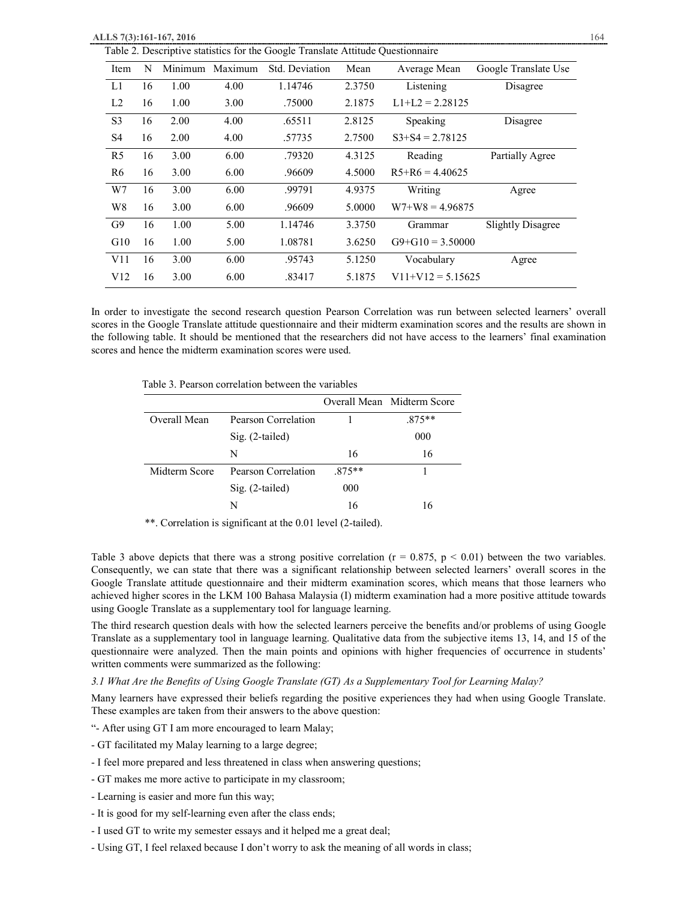Table 2. Descriptive statistics for the Google Translate Attitude Questionnaire

| Item | N | Minimum | Maximum | Std. Deviation | Mean | Average Mean | Google Translate Use |
|---|---|---|---|---|---|---|---|
| L1 | 16 | 1.00 | 4.00 | 1.14746 | 2.3750 | Listening | Disagree |
| L2 | 16 | 1.00 | 3.00 | .75000 | 2.1875 | L1+L2 = 2.28125 | |
| S3 | 16 | 2.00 | 4.00 | .65511 | 2.8125 | Speaking | Disagree |
| S4 | 16 | 2.00 | 4.00 | .57735 | 2.7500 | S3+S4 = 2.78125 | |
| R5 | 16 | 3.00 | 6.00 | .79320 | 4.3125 | Reading | Partially Agree |
| R6 | 16 | 3.00 | 6.00 | .96609 | 4.5000 | R5+R6 = 4.40625 | |
| W7 | 16 | 3.00 | 6.00 | .99791 | 4.9375 | Writing | Agree |
| W8 | 16 | 3.00 | 6.00 | .96609 | 5.0000 | W7+W8 = 4.96875 | |
| G9 | 16 | 1.00 | 5.00 | 1.14746 | 3.3750 | Grammar | Slightly Disagree |
| G10 | 16 | 1.00 | 5.00 | 1.08781 | 3.6250 | G9+G10 = 3.50000 | |
| V11 | 16 | 3.00 | 6.00 | .95743 | 5.1250 | Vocabulary | Agree |
| V12 | 16 | 3.00 | 6.00 | .83417 | 5.1875 | V11+V12 = 5.15625 | |

In order to investigate the second research question Pearson Correlation was run between selected learners' overall scores in the Google Translate attitude questionnaire and their midterm examination scores and the results are shown in the following table. It should be mentioned that the researchers did not have access to the learners' final examination scores and hence the midterm examination scores were used.

Table 3. Pearson correlation between the variables

| | | Overall Mean | Midterm Score |
|---|---|---|---|
| Overall Mean | Pearson Correlation | 1 | .875** |
| | Sig. (2-tailed) | | 000 |
| | N | 16 | 16 |
| Midterm Score | Pearson Correlation | .875** | 1 |
| | Sig. (2-tailed) | 000 | |
| | N | 16 | 16 |

**. Correlation is significant at the 0.01 level (2-tailed).

Table 3 above depicts that there was a strong positive correlation ($r = 0.875$, $p < 0.01$) between the two variables. Consequently, we can state that there was a significant relationship between selected learners' overall scores in the Google Translate attitude questionnaire and their midterm examination scores, which means that those learners who achieved higher scores in the LKM 100 Bahasa Malaysia (I) midterm examination had a more positive attitude towards using Google Translate as a supplementary tool for language learning.

The third research question deals with how the selected learners perceive the benefits and/or problems of using Google Translate as a supplementary tool in language learning. Qualitative data from the subjective items 13, 14, and 15 of the questionnaire were analyzed. Then the main points and opinions with higher frequencies of occurrence in students' written comments were summarized as the following:

*3.1 What Are the Benefits of Using Google Translate (GT) As a Supplementary Tool for Learning Malay?*

Many learners have expressed their beliefs regarding the positive experiences they had when using Google Translate. These examples are taken from their answers to the above question:

"- After using GT I am more encouraged to learn Malay;

- GT facilitated my Malay learning to a large degree;

- I feel more prepared and less threatened in class when answering questions;

- GT makes me more active to participate in my classroom;

- Learning is easier and more fun this way;

- It is good for my self-learning even after the class ends;

- I used GT to write my semester essays and it helped me a great deal;

- Using GT, I feel relaxed because I don't worry to ask the meaning of all words in class;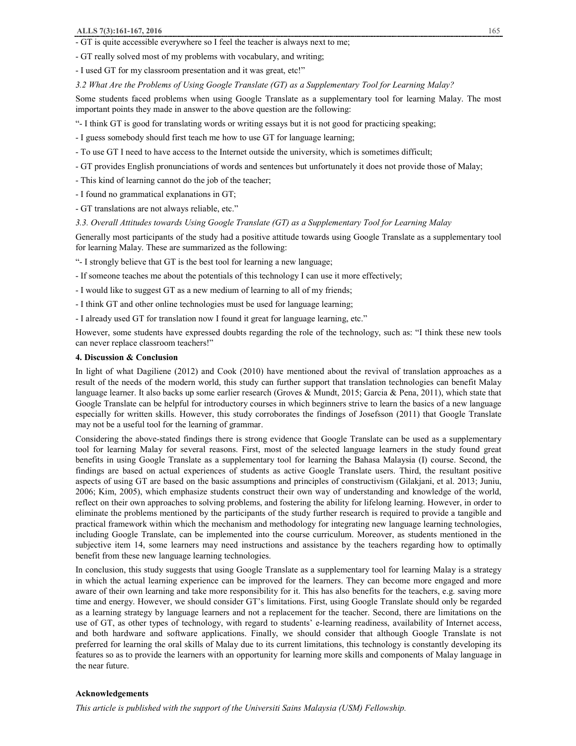- GT is quite accessible everywhere so I feel the teacher is always next to me;

- GT really solved most of my problems with vocabulary, and writing;

- I used GT for my classroom presentation and it was great, etc!"

*3.2 What Are the Problems of Using Google Translate (GT) as a Supplementary Tool for Learning Malay?*

Some students faced problems when using Google Translate as a supplementary tool for learning Malay. The most important points they made in answer to the above question are the following:

"- I think GT is good for translating words or writing essays but it is not good for practicing speaking;

- I guess somebody should first teach me how to use GT for language learning;

- To use GT I need to have access to the Internet outside the university, which is sometimes difficult;

- GT provides English pronunciations of words and sentences but unfortunately it does not provide those of Malay;

- This kind of learning cannot do the job of the teacher;

- I found no grammatical explanations in GT;

- GT translations are not always reliable, etc."

*3.3. Overall Attitudes towards Using Google Translate (GT) as a Supplementary Tool for Learning Malay*

Generally most participants of the study had a positive attitude towards using Google Translate as a supplementary tool for learning Malay. These are summarized as the following:

"- I strongly believe that GT is the best tool for learning a new language;

- If someone teaches me about the potentials of this technology I can use it more effectively;

- I would like to suggest GT as a new medium of learning to all of my friends;

- I think GT and other online technologies must be used for language learning;

- I already used GT for translation now I found it great for language learning, etc."

However, some students have expressed doubts regarding the role of the technology, such as: "I think these new tools can never replace classroom teachers!"

## 4. Discussion & Conclusion

In light of what Dagiliene (2012) and Cook (2010) have mentioned about the revival of translation approaches as a result of the needs of the modern world, this study can further support that translation technologies can benefit Malay language learner. It also backs up some earlier research (Groves & Mundt, 2015; Garcia & Pena, 2011), which state that Google Translate can be helpful for introductory courses in which beginners strive to learn the basics of a new language especially for written skills. However, this study corroborates the findings of Josefsson (2011) that Google Translate may not be a useful tool for the learning of grammar.

Considering the above-stated findings there is strong evidence that Google Translate can be used as a supplementary tool for learning Malay for several reasons. First, most of the selected language learners in the study found great benefits in using Google Translate as a supplementary tool for learning the Bahasa Malaysia (I) course. Second, the findings are based on actual experiences of students as active Google Translate users. Third, the resultant positive aspects of using GT are based on the basic assumptions and principles of constructivism (Gilakjani, et al. 2013; Juniu, 2006; Kim, 2005), which emphasize students construct their own way of understanding and knowledge of the world, reflect on their own approaches to solving problems, and fostering the ability for lifelong learning. However, in order to eliminate the problems mentioned by the participants of the study further research is required to provide a tangible and practical framework within which the mechanism and methodology for integrating new language learning technologies, including Google Translate, can be implemented into the course curriculum. Moreover, as students mentioned in the subjective item 14, some learners may need instructions and assistance by the teachers regarding how to optimally benefit from these new language learning technologies.

In conclusion, this study suggests that using Google Translate as a supplementary tool for learning Malay is a strategy in which the actual learning experience can be improved for the learners. They can become more engaged and more aware of their own learning and take more responsibility for it. This has also benefits for the teachers, e.g. saving more time and energy. However, we should consider GT's limitations. First, using Google Translate should only be regarded as a learning strategy by language learners and not a replacement for the teacher. Second, there are limitations on the use of GT, as other types of technology, with regard to students' e-learning readiness, availability of Internet access, and both hardware and software applications. Finally, we should consider that although Google Translate is not preferred for learning the oral skills of Malay due to its current limitations, this technology is constantly developing its features so as to provide the learners with an opportunity for learning more skills and components of Malay language in the near future.

## Acknowledgements

*This article is published with the support of the Universiti Sains Malaysia (USM) Fellowship.*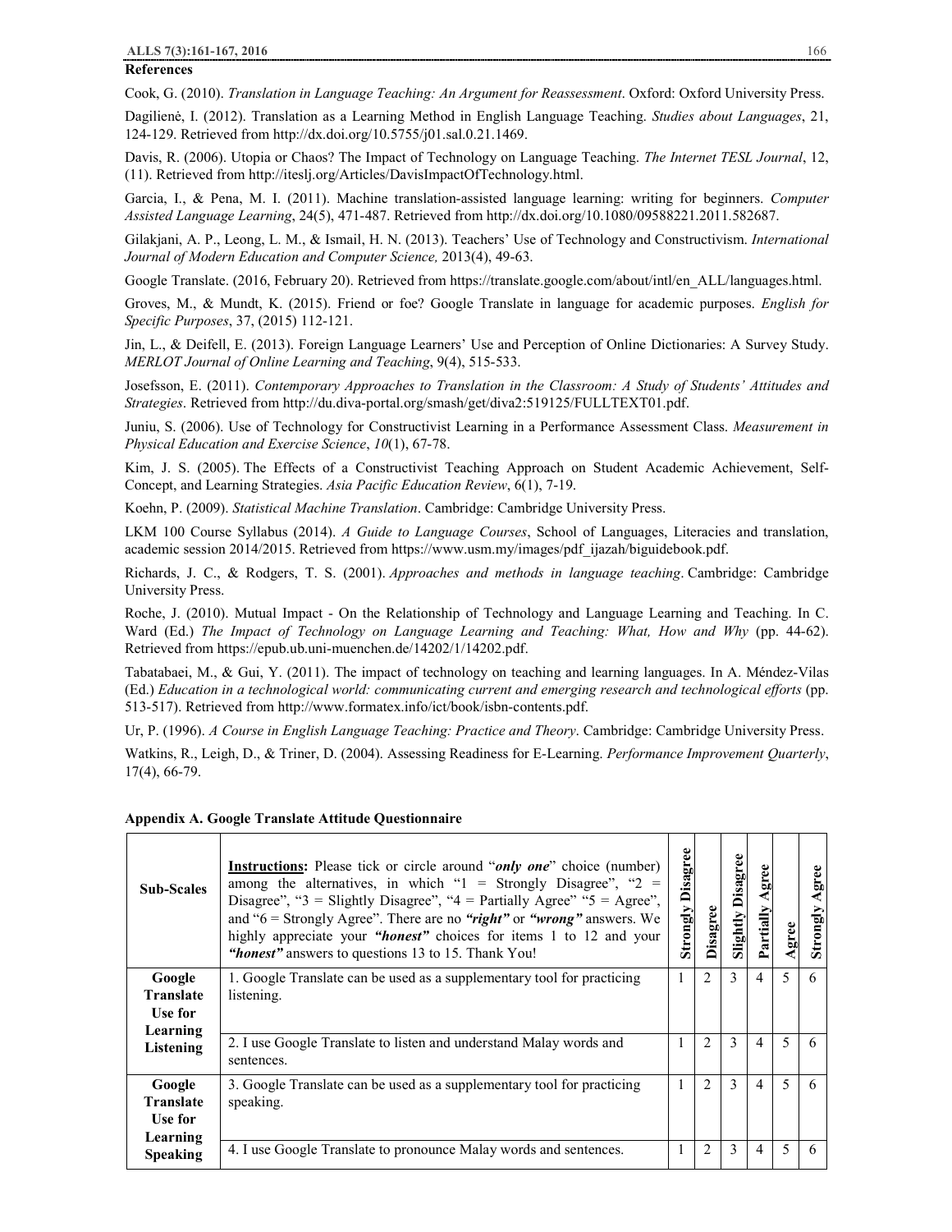**References**

Cook, G. (2010). *Translation in Language Teaching: An Argument for Reassessment*. Oxford: Oxford University Press.

Dagilienė, I. (2012). Translation as a Learning Method in English Language Teaching. *Studies about Languages*, 21, 124-129. Retrieved from http://dx.doi.org/10.5755/j01.sal.0.21.1469.

Davis, R. (2006). Utopia or Chaos? The Impact of Technology on Language Teaching. *The Internet TESL Journal*, 12, (11). Retrieved from http://iteslj.org/Articles/DavisImpactOfTechnology.html.

Garcia, I., & Pena, M. I. (2011). Machine translation-assisted language learning: writing for beginners. *Computer Assisted Language Learning*, 24(5), 471-487. Retrieved from http://dx.doi.org/10.1080/09588221.2011.582687.

Gilakjani, A. P., Leong, L. M., & Ismail, H. N. (2013). Teachers' Use of Technology and Constructivism. *International Journal of Modern Education and Computer Science,* 2013(4), 49-63.

Google Translate. (2016, February 20). Retrieved from https://translate.google.com/about/intl/en_ALL/languages.html.

Groves, M., & Mundt, K. (2015). Friend or foe? Google Translate in language for academic purposes. *English for Specific Purposes*, 37, (2015) 112-121.

Jin, L., & Deifell, E. (2013). Foreign Language Learners' Use and Perception of Online Dictionaries: A Survey Study. *MERLOT Journal of Online Learning and Teaching*, 9(4), 515-533.

Josefsson, E. (2011). *Contemporary Approaches to Translation in the Classroom: A Study of Students' Attitudes and Strategies*. Retrieved from http://du.diva-portal.org/smash/get/diva2:519125/FULLTEXT01.pdf.

Juniu, S. (2006). Use of Technology for Constructivist Learning in a Performance Assessment Class. *Measurement in Physical Education and Exercise Science*, *10*(1), 67-78.

Kim, J. S. (2005). The Effects of a Constructivist Teaching Approach on Student Academic Achievement, Self-Concept, and Learning Strategies. *Asia Pacific Education Review*, 6(1), 7-19.

Koehn, P. (2009). *Statistical Machine Translation*. Cambridge: Cambridge University Press.

LKM 100 Course Syllabus (2014). *A Guide to Language Courses*, School of Languages, Literacies and translation, academic session 2014/2015. Retrieved from https://www.usm.my/images/pdf_ijazah/biguidebook.pdf.

Richards, J. C., & Rodgers, T. S. (2001). *Approaches and methods in language teaching*. Cambridge: Cambridge University Press.

Roche, J. (2010). Mutual Impact - On the Relationship of Technology and Language Learning and Teaching. In C. Ward (Ed.) *The Impact of Technology on Language Learning and Teaching: What, How and Why* (pp. 44-62). Retrieved from https://epub.ub.uni-muenchen.de/14202/1/14202.pdf.

Tabatabaei, M., & Gui, Y. (2011). The impact of technology on teaching and learning languages. In A. Méndez-Vilas (Ed.) *Education in a technological world: communicating current and emerging research and technological efforts* (pp. 513-517). Retrieved from http://www.formatex.info/ict/book/isbn-contents.pdf.

Ur, P. (1996). *A Course in English Language Teaching: Practice and Theory*. Cambridge: Cambridge University Press.

Watkins, R., Leigh, D., & Triner, D. (2004). Assessing Readiness for E-Learning. *Performance Improvement Quarterly*, 17(4), 66-79.

**Appendix A. Google Translate Attitude Questionnaire**

| Sub-Scales | **Instructions:** Please tick or circle around "***only one***" choice (number) among the alternatives, in which "1 = Strongly Disagree", "2 = Disagree", "3 = Slightly Disagree", "4 = Partially Agree" "5 = Agree", and "6 = Strongly Agree". There are no ***"right"*** or ***"wrong"*** answers. We highly appreciate your ***"honest"*** choices for items 1 to 12 and your ***"honest"*** answers to questions 13 to 15. Thank You! | Strongly Disagree | Disagree | Slightly Disagree | Partially Agree | Agree | Strongly Agree |
|---|---|---|---|---|---|---|---|
| **Google Translate Use for Learning Listening** | 1. Google Translate can be used as a supplementary tool for practicing listening. | 1 | 2 | 3 | 4 | 5 | 6 |
| | 2. I use Google Translate to listen and understand Malay words and sentences. | 1 | 2 | 3 | 4 | 5 | 6 |
| **Google Translate Use for Learning Speaking** | 3. Google Translate can be used as a supplementary tool for practicing speaking. | 1 | 2 | 3 | 4 | 5 | 6 |
| | 4. I use Google Translate to pronounce Malay words and sentences. | 1 | 2 | 3 | 4 | 5 | 6 |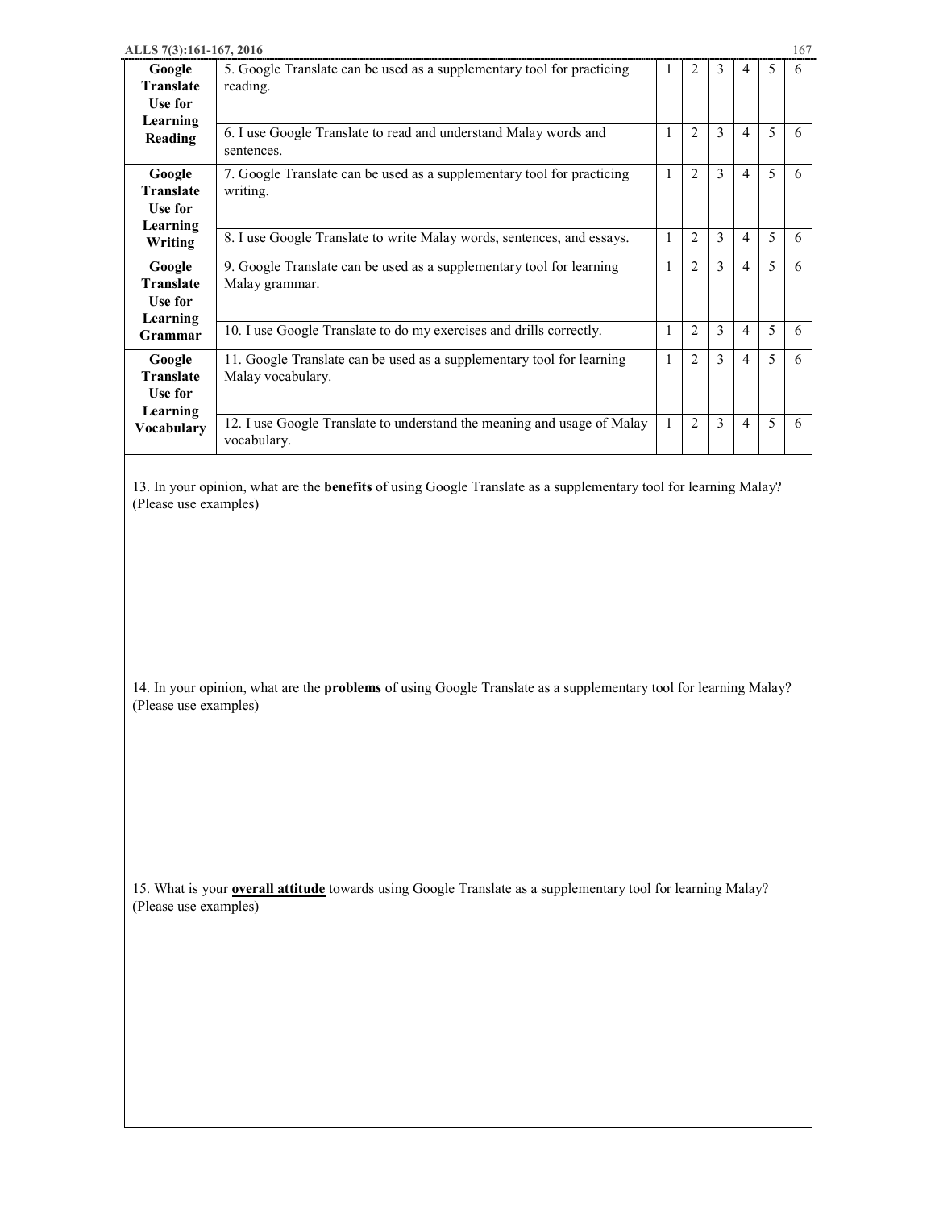| | | | | | | | |
|---|---|---|---|---|---|---|---|
| **Google Translate Use for Learning Reading** | 5. Google Translate can be used as a supplementary tool for practicing reading. | 1 | 2 | 3 | 4 | 5 | 6 |
| | 6. I use Google Translate to read and understand Malay words and sentences. | 1 | 2 | 3 | 4 | 5 | 6 |
| **Google Translate Use for Learning Writing** | 7. Google Translate can be used as a supplementary tool for practicing writing. | 1 | 2 | 3 | 4 | 5 | 6 |
| | 8. I use Google Translate to write Malay words, sentences, and essays. | 1 | 2 | 3 | 4 | 5 | 6 |
| **Google Translate Use for Learning Grammar** | 9. Google Translate can be used as a supplementary tool for learning Malay grammar. | 1 | 2 | 3 | 4 | 5 | 6 |
| | 10. I use Google Translate to do my exercises and drills correctly. | 1 | 2 | 3 | 4 | 5 | 6 |
| **Google Translate Use for Learning Vocabulary** | 11. Google Translate can be used as a supplementary tool for learning Malay vocabulary. | 1 | 2 | 3 | 4 | 5 | 6 |
| | 12. I use Google Translate to understand the meaning and usage of Malay vocabulary. | 1 | 2 | 3 | 4 | 5 | 6 |

13. In your opinion, what are the **benefits** of using Google Translate as a supplementary tool for learning Malay? (Please use examples)

14. In your opinion, what are the **problems** of using Google Translate as a supplementary tool for learning Malay? (Please use examples)

15. What is your **overall attitude** towards using Google Translate as a supplementary tool for learning Malay? (Please use examples)